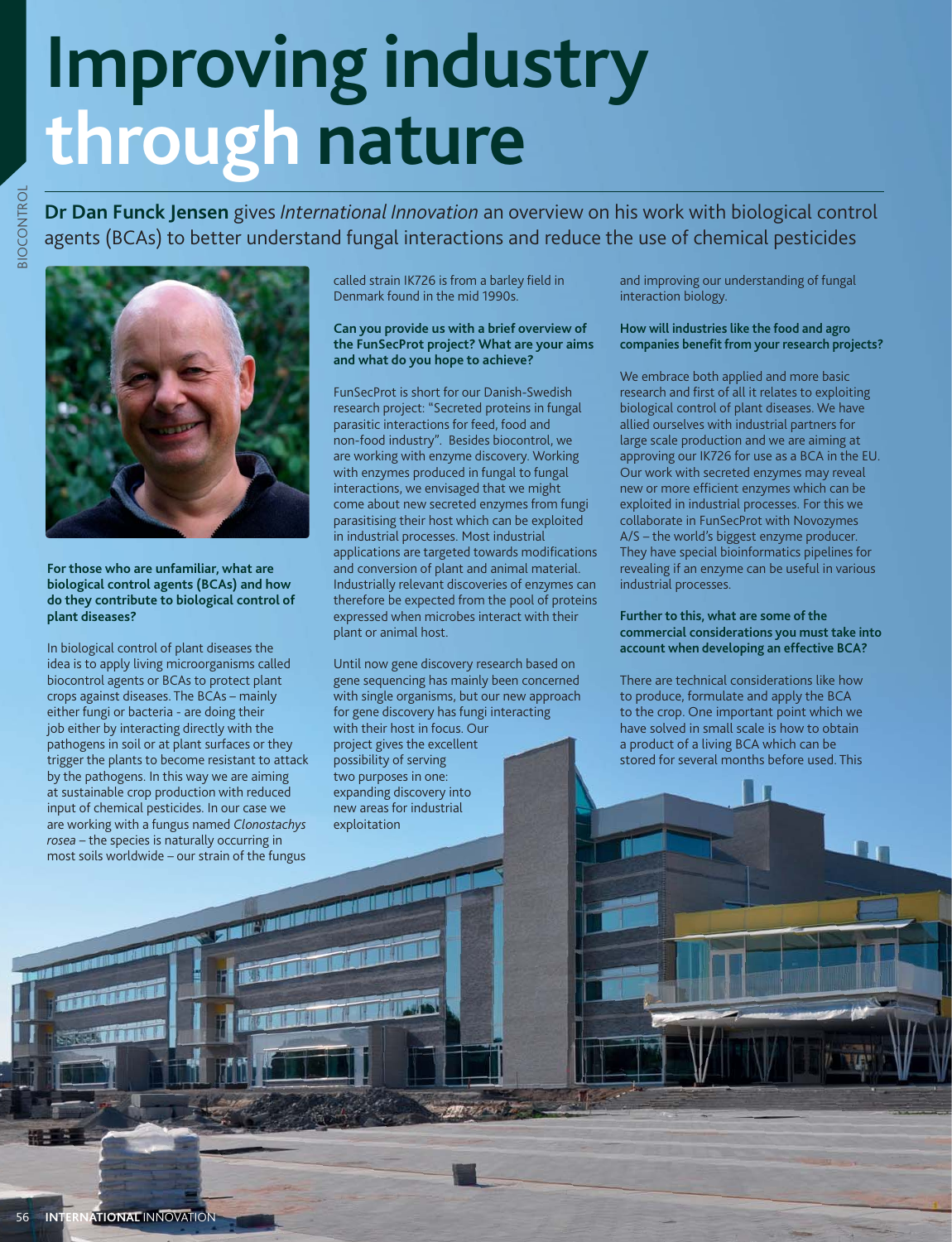# Improving industry through nature

**Dr Dan Funck Jensen** gives *International Innovation* an overview on his work with biological control agents (BCAs) to better understand fungal interactions and reduce the use of chemical pesticides

**For those who are unfamiliar, what are biological control agents (BCAs) and how do they contribute to biological control of plant diseases?**

In biological control of plant diseases the idea is to apply living microorganisms called biocontrol agents or BCAs to protect plant crops against diseases. The BCAs – mainly either fungi or bacteria - are doing their job either by interacting directly with the pathogens in soil or at plant surfaces or they trigger the plants to become resistant to attack by the pathogens. In this way we are aiming at sustainable crop production with reduced input of chemical pesticides. In our case we are working with a fungus named *Clonostachys rosea* – the species is naturally occurring in most soils worldwide – our strain of the fungus called strain IK726 is from a barley field in Denmark found in the mid 1990s.

**Can you provide us with a brief overview of the FunSecProt project? What are your aims and what do you hope to achieve?**

FunSecProt is short for our Danish-Swedish research project: "Secreted proteins in fungal parasitic interactions for feed, food and non-food industry". Besides biocontrol, we are working with enzyme discovery. Working with enzymes produced in fungal to fungal interactions, we envisaged that we might come about new secreted enzymes from fungi parasitising their host which can be exploited in industrial processes. Most industrial applications are targeted towards modifications and conversion of plant and animal material. Industrially relevant discoveries of enzymes can therefore be expected from the pool of proteins expressed when microbes interact with their plant or animal host.

Until now gene discovery research based on gene sequencing has mainly been concerned with single organisms, but our new approach for gene discovery has fungi interacting with their host in focus. Our project gives the excellent possibility of serving two purposes in one: expanding discovery into new areas for industrial exploitation and improving our understanding of fungal interaction biology.

**How will industries like the food and agro companies benefit from your research projects?**

We embrace both applied and more basic research and first of all it relates to exploiting biological control of plant diseases. We have allied ourselves with industrial partners for large scale production and we are aiming at approving our IK726 for use as a BCA in the EU. Our work with secreted enzymes may reveal new or more efficient enzymes which can be exploited in industrial processes. For this we collaborate in FunSecProt with Novozymes A/S – the world's biggest enzyme producer. They have special bioinformatics pipelines for revealing if an enzyme can be useful in various industrial processes.

**Further to this, what are some of the commercial considerations you must take into account when developing an effective BCA?**

There are technical considerations like how to produce, formulate and apply the BCA to the crop. One important point which we have solved in small scale is how to obtain a product of a living BCA which can be stored for several months before used. This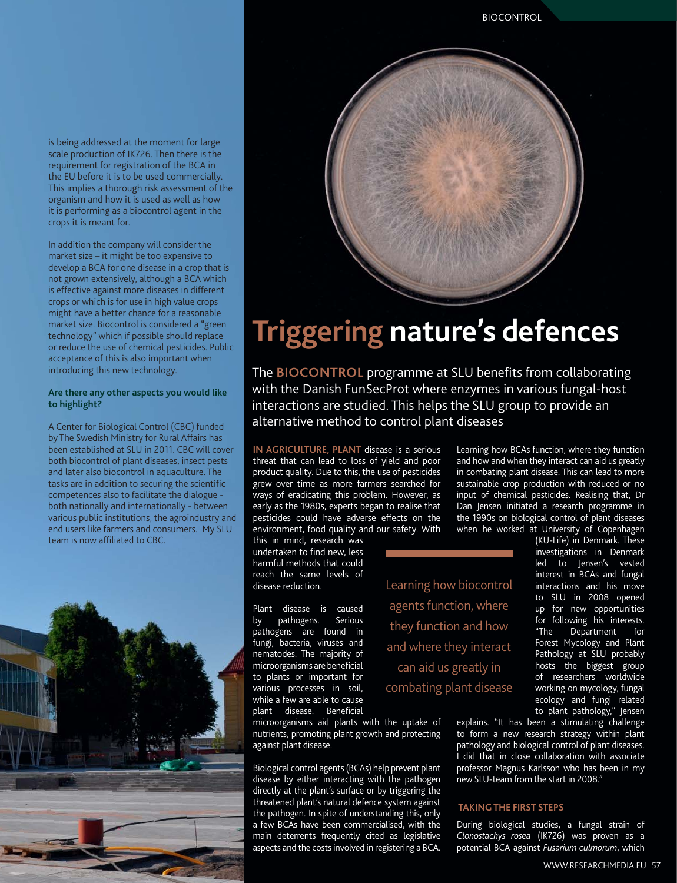is being addressed at the moment for large scale production of IK726. Then there is the requirement for registration of the BCA in the EU before it is to be used commercially. This implies a thorough risk assessment of the organism and how it is used as well as how it is performing as a biocontrol agent in the crops it is meant for.

In addition the company will consider the market size – it might be too expensive to develop a BCA for one disease in a crop that is not grown extensively, although a BCA which is effective against more diseases in different crops or which is for use in high value crops might have a better chance for a reasonable market size. Biocontrol is considered a "green technology" which if possible should replace or reduce the use of chemical pesticides. Public acceptance of this is also important when introducing this new technology.

**Are there any other aspects you would like to highlight?**

A Center for Biological Control (CBC) funded by The Swedish Ministry for Rural Affairs has been established at SLU in 2011. CBC will cover both biocontrol of plant diseases, insect pests and later also biocontrol in aquaculture. The tasks are in addition to securing the scientific competences also to facilitate the dialogue - both nationally and internationally - between various public institutions, the agroindustry and end users like farmers and consumers. My SLU team is now affiliated to CBC.

# Triggering nature's defences

The **BIOCONTROL** programme at SLU benefits from collaborating with the Danish FunSecProt where enzymes in various fungal-host interactions are studied. This helps the SLU group to provide an alternative method to control plant diseases

**IN AGRICULTURE, PLANT** disease is a serious threat that can lead to loss of yield and poor product quality. Due to this, the use of pesticides grew over time as more farmers searched for ways of eradicating this problem. However, as early as the 1980s, experts began to realise that pesticides could have adverse effects on the environment, food quality and our safety. With this in mind, research was undertaken to find new, less harmful methods that could reach the same levels of disease reduction.

Plant disease is caused by pathogens. Serious pathogens are found in fungi, bacteria, viruses and nematodes. The majority of microorganisms are beneficial to plants or important for various processes in soil, while a few are able to cause plant disease. Beneficial microorganisms aid plants with the uptake of nutrients, promoting plant growth and protecting against plant disease.

Biological control agents (BCAs) help prevent plant disease by either interacting with the pathogen directly at the plant's surface or by triggering the threatened plant's natural defence system against the pathogen. In spite of understanding this, only a few BCAs have been commercialised, with the main deterrents frequently cited as legislative aspects and the costs involved in registering a BCA.

> Learning how biocontrol agents function, where they function and how and where they interact can aid us greatly in combating plant disease

Learning how BCAs function, where they function and how and when they interact can aid us greatly in combating plant disease. This can lead to more sustainable crop production with reduced or no input of chemical pesticides. Realising that, Dr Dan Jensen initiated a research programme in the 1990s on biological control of plant diseases when he worked at University of Copenhagen (KU-Life) in Denmark. These investigations in Denmark led to Jensen's vested interest in BCAs and fungal interactions and his move to SLU in 2008 opened up for new opportunities for following his interests. "The Department for Forest Mycology and Plant Pathology at SLU probably hosts the biggest group of researchers worldwide working on mycology, fungal ecology and fungi related to plant pathology," Jensen explains. "It has been a stimulating challenge to form a new research strategy within plant pathology and biological control of plant diseases. I did that in close collaboration with associate professor Magnus Karlsson who has been in my new SLU-team from the start in 2008."

## TAKING THE FIRST STEPS

During biological studies, a fungal strain of *Clonostachys rosea* (IK726) was proven as a potential BCA against *Fusarium culmorum*, which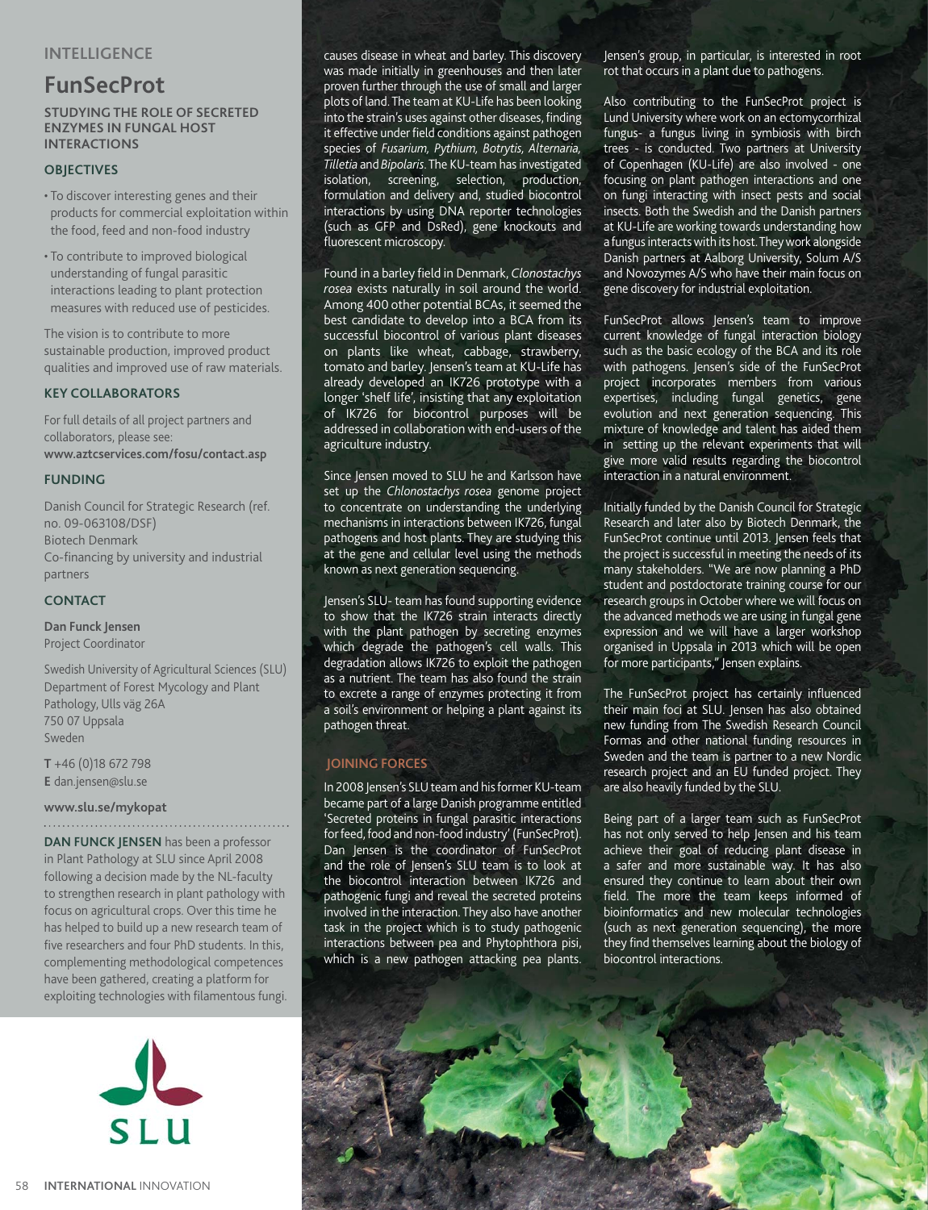## INTELLIGENCE

# FunSecProt

### STUDYING THE ROLE OF SECRETED ENZYMES IN FUNGAL HOST INTERACTIONS

### OBJECTIVES

- To discover interesting genes and their products for commercial exploitation within the food, feed and non-food industry
- To contribute to improved biological understanding of fungal parasitic interactions leading to plant protection measures with reduced use of pesticides.

The vision is to contribute to more sustainable production, improved product qualities and improved use of raw materials.

### KEY COLLABORATORS

For full details of all project partners and collaborators, please see:
**www.aztcservices.com/fosu/contact.asp**

### FUNDING

Danish Council for Strategic Research (ref. no. 09-063108/DSF)
Biotech Denmark
Co-financing by university and industrial partners

### CONTACT

**Dan Funck Jensen**
Project Coordinator

Swedish University of Agricultural Sciences (SLU)
Department of Forest Mycology and Plant Pathology, Ulls väg 26A
750 07 Uppsala
Sweden

**T** +46 (0)18 672 798
**E** dan.jensen@slu.se

**www.slu.se/mykopat**

**DAN FUNCK JENSEN** has been a professor in Plant Pathology at SLU since April 2008 following a decision made by the NL-faculty to strengthen research in plant pathology with focus on agricultural crops. Over this time he has helped to build up a new research team of five researchers and four PhD students. In this, complementing methodological competences have been gathered, creating a platform for exploiting technologies with filamentous fungi.

causes disease in wheat and barley. This discovery was made initially in greenhouses and then later proven further through the use of small and larger plots of land. The team at KU-Life has been looking into the strain's uses against other diseases, finding it effective under field conditions against pathogen species of *Fusarium, Pythium, Botrytis, Alternaria, Tilletia* and *Bipolaris*. The KU-team has investigated isolation, screening, selection, production, formulation and delivery and, studied biocontrol interactions by using DNA reporter technologies (such as GFP and DsRed), gene knockouts and fluorescent microscopy.

Found in a barley field in Denmark, *Clonostachys rosea* exists naturally in soil around the world. Among 400 other potential BCAs, it seemed the best candidate to develop into a BCA from its successful biocontrol of various plant diseases on plants like wheat, cabbage, strawberry, tomato and barley. Jensen's team at KU-Life has already developed an IK726 prototype with a longer 'shelf life', insisting that any exploitation of IK726 for biocontrol purposes will be addressed in collaboration with end-users of the agriculture industry.

Since Jensen moved to SLU he and Karlsson have set up the *Chlonostachys rosea* genome project to concentrate on understanding the underlying mechanisms in interactions between IK726, fungal pathogens and host plants. They are studying this at the gene and cellular level using the methods known as next generation sequencing.

Jensen's SLU- team has found supporting evidence to show that the IK726 strain interacts directly with the plant pathogen by secreting enzymes which degrade the pathogen's cell walls. This degradation allows IK726 to exploit the pathogen as a nutrient. The team has also found the strain to excrete a range of enzymes protecting it from a soil's environment or helping a plant against its pathogen threat.

### JOINING FORCES

In 2008 Jensen's SLU team and his former KU-team became part of a large Danish programme entitled 'Secreted proteins in fungal parasitic interactions for feed, food and non-food industry' (FunSecProt). Dan Jensen is the coordinator of FunSecProt and the role of Jensen's SLU team is to look at the biocontrol interaction between IK726 and pathogenic fungi and reveal the secreted proteins involved in the interaction. They also have another task in the project which is to study pathogenic interactions between pea and Phytophthora pisi, which is a new pathogen attacking pea plants. Jensen's group, in particular, is interested in root rot that occurs in a plant due to pathogens.

Also contributing to the FunSecProt project is Lund University where work on an ectomycorrhizal fungus- a fungus living in symbiosis with birch trees - is conducted. Two partners at University of Copenhagen (KU-Life) are also involved - one focusing on plant pathogen interactions and one on fungi interacting with insect pests and social insects. Both the Swedish and the Danish partners at KU-Life are working towards understanding how a fungus interacts with its host. They work alongside Danish partners at Aalborg University, Solum A/S and Novozymes A/S who have their main focus on gene discovery for industrial exploitation.

FunSecProt allows Jensen's team to improve current knowledge of fungal interaction biology such as the basic ecology of the BCA and its role with pathogens. Jensen's side of the FunSecProt project incorporates members from various expertises, including fungal genetics, gene evolution and next generation sequencing. This mixture of knowledge and talent has aided them in setting up the relevant experiments that will give more valid results regarding the biocontrol interaction in a natural environment.

Initially funded by the Danish Council for Strategic Research and later also by Biotech Denmark, the FunSecProt continue until 2013. Jensen feels that the project is successful in meeting the needs of its many stakeholders. "We are now planning a PhD student and postdoctorate training course for our research groups in October where we will focus on the advanced methods we are using in fungal gene expression and we will have a larger workshop organised in Uppsala in 2013 which will be open for more participants," Jensen explains.

The FunSecProt project has certainly influenced their main foci at SLU. Jensen has also obtained new funding from The Swedish Research Council Formas and other national funding resources in Sweden and the team is partner to a new Nordic research project and an EU funded project. They are also heavily funded by the SLU.

Being part of a larger team such as FunSecProt has not only served to help Jensen and his team achieve their goal of reducing plant disease in a safer and more sustainable way. It has also ensured they continue to learn about their own field. The more the team keeps informed of bioinformatics and new molecular technologies (such as next generation sequencing), the more they find themselves learning about the biology of biocontrol interactions.